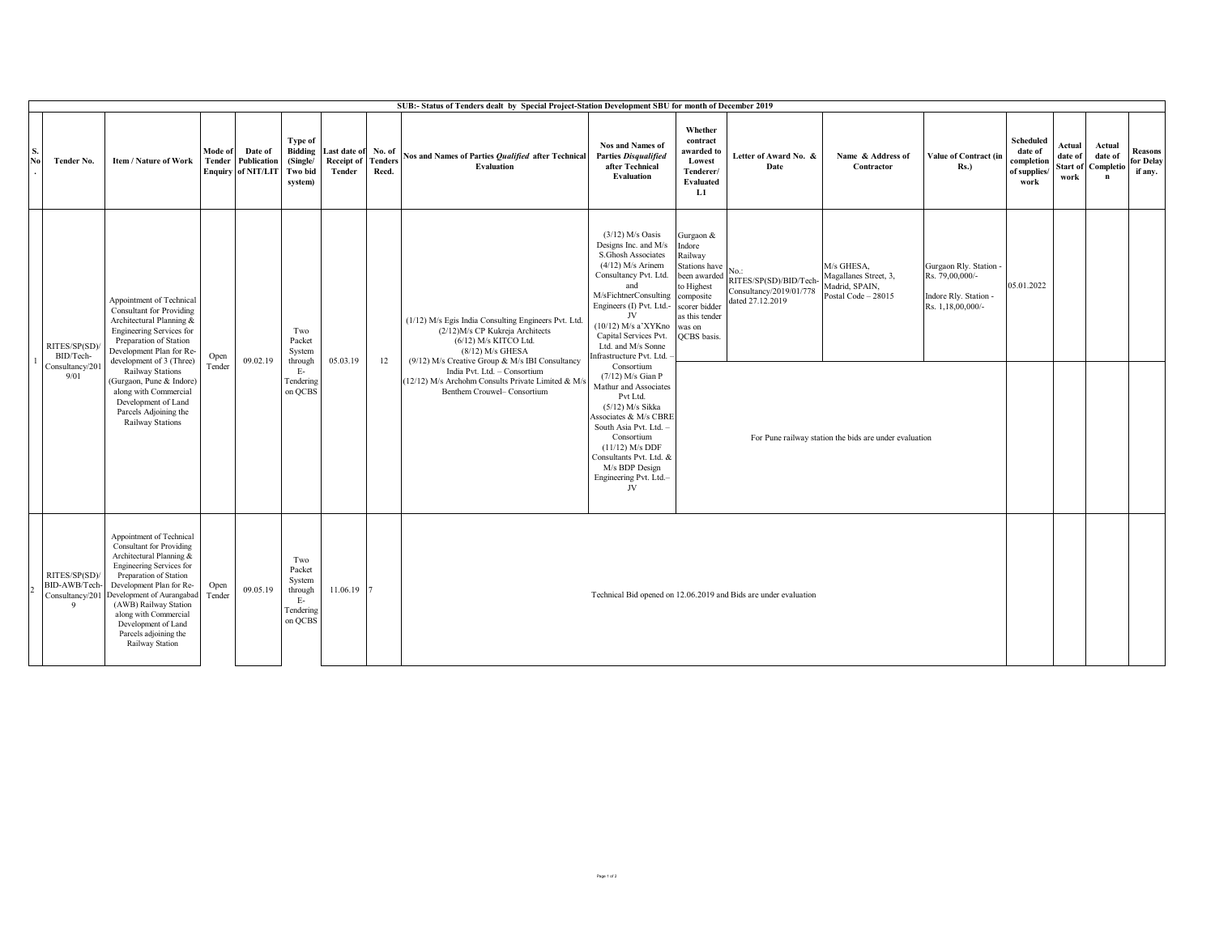**SUB:- Status of Tenders dealt by Special Project-Station Development SBU for month of December 2019**

| S. No. | Tender No. | Item / Nature of Work | Mode of Tender Enquiry | Date of Publication of NIT/LIT | Type of Bidding (Single/ Two bid system) | Last date of Receipt of Tender | No. of Tenders Recd. | Nos and Names of Parties *Qualified* after Technical Evaluation | Nos and Names of Parties *Disqualified* after Technical Evaluation | Whether contract awarded to Lowest Tenderer/ Evaluated L1 | Letter of Award No. & Date | Name & Address of Contractor | Value of Contract (in Rs.) | Scheduled date of completion of supplies/ work | Actual date of Start of work | Actual date of Completion | Reasons for Delay if any. |
|---|---|---|---|---|---|---|---|---|---|---|---|---|---|---|---|---|---|
| 1 | RITES/SP(SD)/ BID/Tech-Consultancy/2019/01 | Appointment of Technical Consultant for Providing Architectural Planning & Engineering Services for Preparation of Station Development Plan for Re-development of 3 (Three) Railway Stations (Gurgaon, Pune & Indore) along with Commercial Development of Land Parcels Adjoining the Railway Stations | Open Tender | 09.02.19 | Two Packet System through E-Tendering on QCBS | 05.03.19 | 12 | (1/12) M/s Egis India Consulting Engineers Pvt. Ltd. (2/12)M/s CP Kukreja Architects (6/12) M/s KITCO Ltd. (8/12) M/s GHESA (9/12) M/s Creative Group & M/s IBI Consultancy India Pvt. Ltd. – Consortium (12/12) M/s Archohm Consults Private Limited & M/s Benthem Crouwel– Consortium | (3/12) M/s Oasis Designs Inc. and M/s S.Ghosh Associates (4/12) M/s Arinem Consultancy Pvt. Ltd. and M/sFichtnerConsulting Engineers (I) Pvt. Ltd.- JV (10/12) M/s a'XYKno Capital Services Pvt. Ltd. and M/s Sonne Infrastructure Pvt. Ltd. – Consortium (7/12) M/s Gian P Mathur and Associates Pvt Ltd. (5/12) M/s Sikka Associates & M/s CBRE South Asia Pvt. Ltd. – Consortium (11/12) M/s DDF Consultants Pvt. Ltd. & M/s BDP Design Engineering Pvt. Ltd.– JV | Gurgaon & Indore Railway Stations have been awarded to Highest composite scorer bidder as this tender was on QCBS basis. | No.: RITES/SP(SD)/BID/Tech-Consultancy/2019/01/778 dated 27.12.2019 | M/s GHESA, Magallanes Street, 3, Madrid, SPAIN, Postal Code – 28015 | Gurgaon Rly. Station - Rs. 79,00,000/- Indore Rly. Station - Rs. 1,18,00,000/- | 05.01.2022 | | | |
| | | | | | | | | | | For Pune railway station the bids are under evaluation | | | | | | | |
| 2 | RITES/SP(SD)/ BID-AWB/Tech-Consultancy/2019 | Appointment of Technical Consultant for Providing Architectural Planning & Engineering Services for Preparation of Station Development Plan for Re-Development of Aurangabad (AWB) Railway Station along with Commercial Development of Land Parcels adjoining the Railway Station | Open Tender | 09.05.19 | Two Packet System through E-Tendering on QCBS | 11.06.19 | 7 | Technical Bid opened on 12.06.2019 and Bids are under evaluation | | | | | | | | | |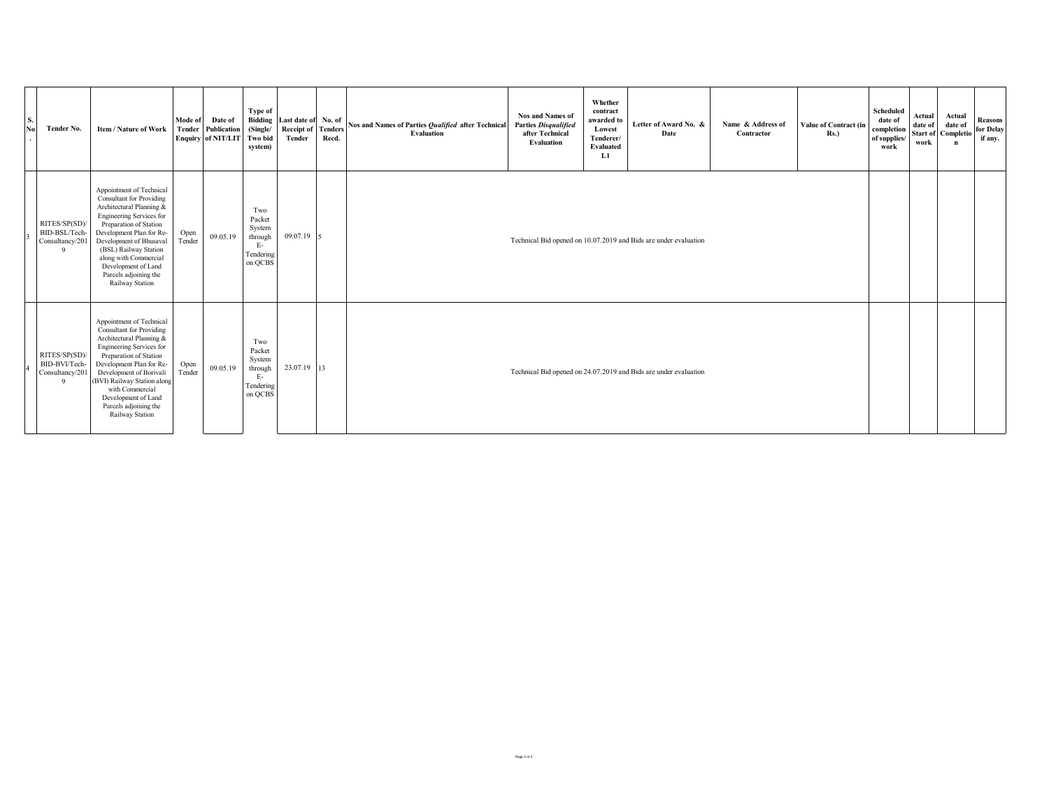| S. No. | Tender No. | Item / Nature of Work | Mode of Tender Enquiry | Date of Publication of NIT/LIT | Type of Bidding (Single/ Two bid system) | Last date of Receipt of Tender | No. of Tenders Recd. | Nos and Names of Parties *Qualified* after Technical Evaluation | Nos and Names of Parties *Disqualified* after Technical Evaluation | Whether contract awarded to Lowest Tenderer/ Evaluated L1 | Letter of Award No. & Date | Name & Address of Contractor | Value of Contract (in Rs.) | Scheduled date of completion of supplies/ work | Actual date of Start of work | Actual date of Completion | Reasons for Delay if any. |
|---|---|---|---|---|---|---|---|---|---|---|---|---|---|---|---|---|---|
| 3 | RITES/SP(SD)/ BID-BSL/Tech-Consultancy/2019 | Appointment of Technical Consultant for Providing Architectural Planning & Engineering Services for Preparation of Station Development Plan for Re-Development of Bhusaval (BSL) Railway Station along with Commercial Development of Land Parcels adjoining the Railway Station | Open Tender | 09.05.19 | Two Packet System through E-Tendering on QCBS | 09.07.19 | 5 | Technical Bid opened on 10.07.2019 and Bids are under evaluation | | | | | | | | | |
| 4 | RITES/SP(SD)/ BID-BVI/Tech-Consultancy/2019 | Appointment of Technical Consultant for Providing Architectural Planning & Engineering Services for Preparation of Station Development Plan for Re-Development of Borivali (BVI) Railway Station along with Commercial Development of Land Parcels adjoining the Railway Station | Open Tender | 09.05.19 | Two Packet System through E-Tendering on QCBS | 23.07.19 | 13 | Technical Bid opened on 24.07.2019 and Bids are under evaluation | | | | | | | | | |